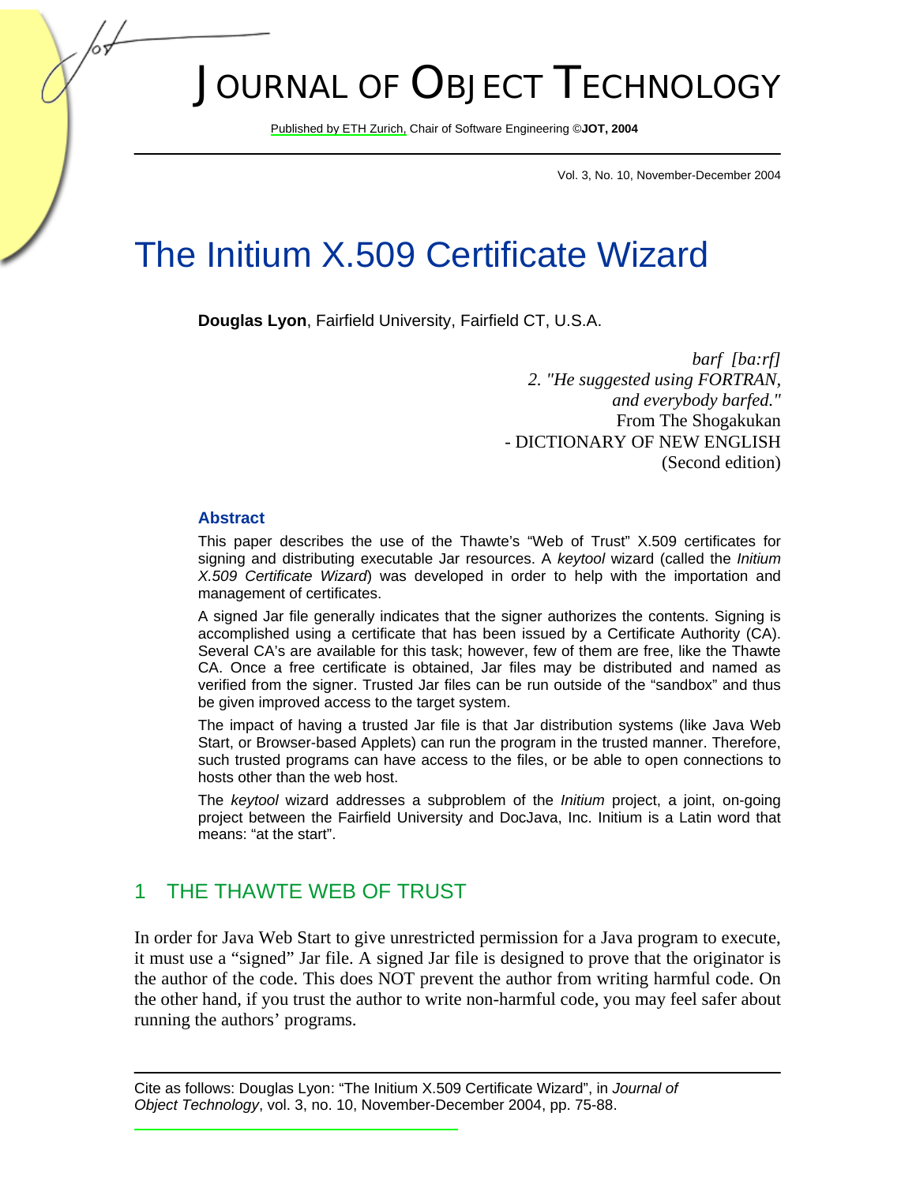# The Initium X.509 Certificate Wizard

**Douglas Lyon**, Fairfield University, Fairfield CT, U.S.A.

*barf [ba:rf]*
*2. "He suggested using FORTRAN, and everybody barfed."*
From The Shogakukan
- DICTIONARY OF NEW ENGLISH
(Second edition)

### Abstract

This paper describes the use of the Thawte's "Web of Trust" X.509 certificates for signing and distributing executable Jar resources. A *keytool* wizard (called the *Initium X.509 Certificate Wizard*) was developed in order to help with the importation and management of certificates.

A signed Jar file generally indicates that the signer authorizes the contents. Signing is accomplished using a certificate that has been issued by a Certificate Authority (CA). Several CA's are available for this task; however, few of them are free, like the Thawte CA. Once a free certificate is obtained, Jar files may be distributed and named as verified from the signer. Trusted Jar files can be run outside of the "sandbox" and thus be given improved access to the target system.

The impact of having a trusted Jar file is that Jar distribution systems (like Java Web Start, or Browser-based Applets) can run the program in the trusted manner. Therefore, such trusted programs can have access to the files, or be able to open connections to hosts other than the web host.

The *keytool* wizard addresses a subproblem of the *Initium* project, a joint, on-going project between the Fairfield University and DocJava, Inc. Initium is a Latin word that means: "at the start".

## 1 THE THAWTE WEB OF TRUST

In order for Java Web Start to give unrestricted permission for a Java program to execute, it must use a "signed" Jar file. A signed Jar file is designed to prove that the originator is the author of the code. This does NOT prevent the author from writing harmful code. On the other hand, if you trust the author to write non-harmful code, you may feel safer about running the authors' programs.

Cite as follows: Douglas Lyon: "The Initium X.509 Certificate Wizard", in *Journal of Object Technology*, vol. 3, no. 10, November-December 2004, pp. 75-88.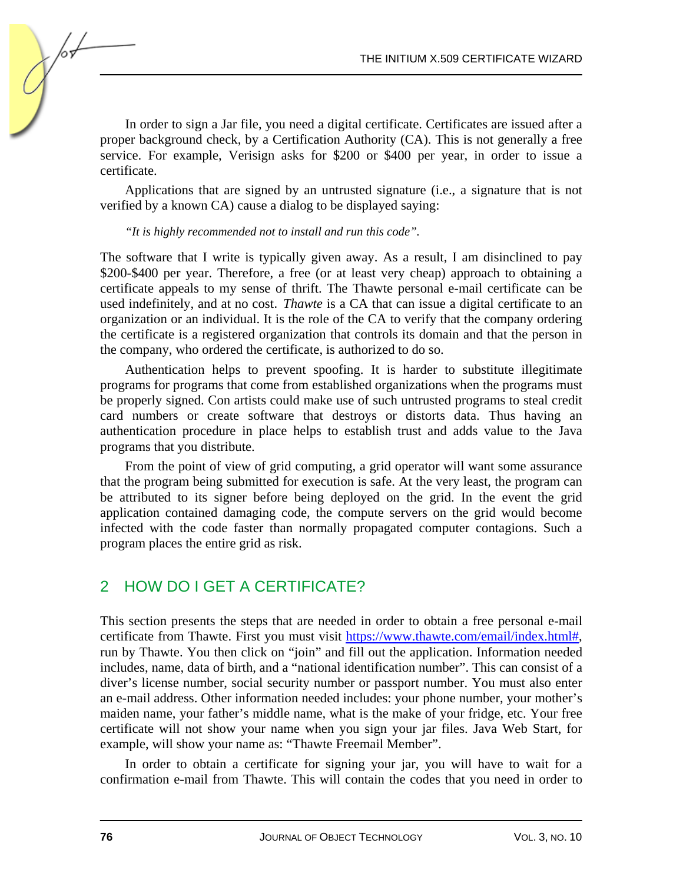In order to sign a Jar file, you need a digital certificate. Certificates are issued after a proper background check, by a Certification Authority (CA). This is not generally a free service. For example, Verisign asks for $200 or $400 per year, in order to issue a certificate.

Applications that are signed by an untrusted signature (i.e., a signature that is not verified by a known CA) cause a dialog to be displayed saying:

*"It is highly recommended not to install and run this code".*

The software that I write is typically given away. As a result, I am disinclined to pay $200-$400 per year. Therefore, a free (or at least very cheap) approach to obtaining a certificate appeals to my sense of thrift. The Thawte personal e-mail certificate can be used indefinitely, and at no cost. *Thawte* is a CA that can issue a digital certificate to an organization or an individual. It is the role of the CA to verify that the company ordering the certificate is a registered organization that controls its domain and that the person in the company, who ordered the certificate, is authorized to do so.

Authentication helps to prevent spoofing. It is harder to substitute illegitimate programs for programs that come from established organizations when the programs must be properly signed. Con artists could make use of such untrusted programs to steal credit card numbers or create software that destroys or distorts data. Thus having an authentication procedure in place helps to establish trust and adds value to the Java programs that you distribute.

From the point of view of grid computing, a grid operator will want some assurance that the program being submitted for execution is safe. At the very least, the program can be attributed to its signer before being deployed on the grid. In the event the grid application contained damaging code, the compute servers on the grid would become infected with the code faster than normally propagated computer contagions. Such a program places the entire grid as risk.

## 2 HOW DO I GET A CERTIFICATE?

This section presents the steps that are needed in order to obtain a free personal e-mail certificate from Thawte. First you must visit https://www.thawte.com/email/index.html#, run by Thawte. You then click on "join" and fill out the application. Information needed includes, name, data of birth, and a "national identification number". This can consist of a diver's license number, social security number or passport number. You must also enter an e-mail address. Other information needed includes: your phone number, your mother's maiden name, your father's middle name, what is the make of your fridge, etc. Your free certificate will not show your name when you sign your jar files. Java Web Start, for example, will show your name as: "Thawte Freemail Member".

In order to obtain a certificate for signing your jar, you will have to wait for a confirmation e-mail from Thawte. This will contain the codes that you need in order to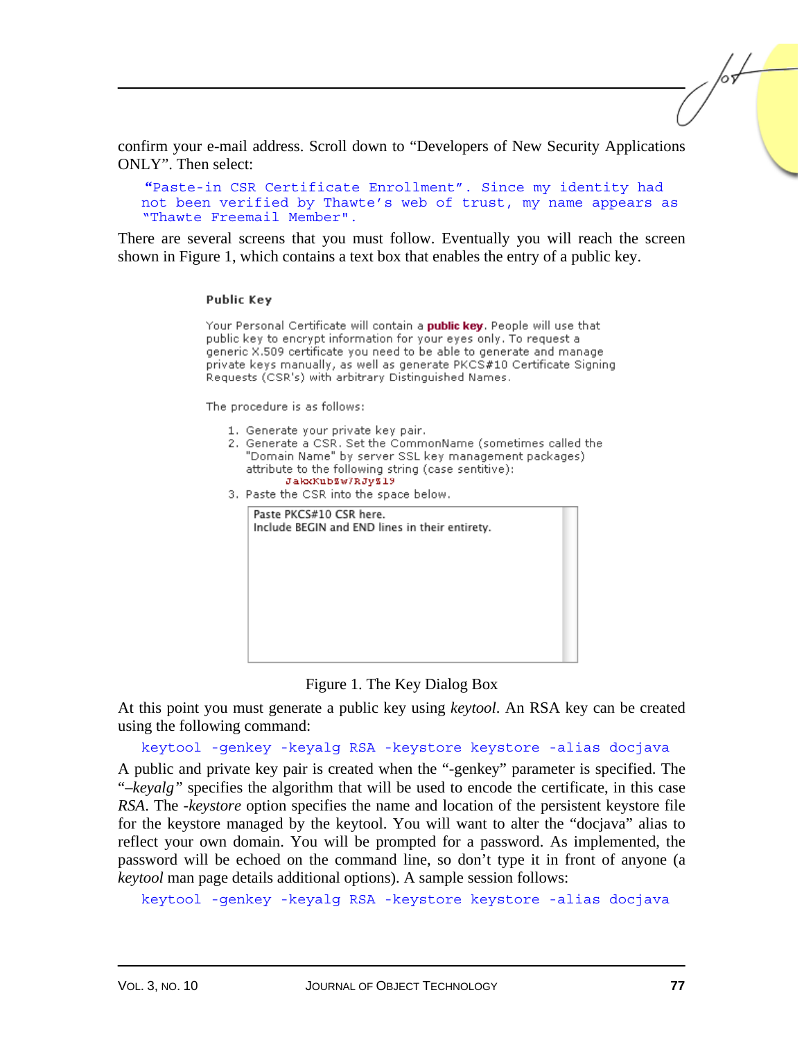confirm your e-mail address. Scroll down to “Developers of New Security Applications ONLY”. Then select:

```
“Paste-in CSR Certificate Enrollment”. Since my identity had
not been verified by Thawte’s web of trust, my name appears as
“Thawte Freemail Member”.
```

There are several screens that you must follow. Eventually you will reach the screen shown in Figure 1, which contains a text box that enables the entry of a public key.

**Public Key**

Your Personal Certificate will contain a **public key**. People will use that public key to encrypt information for your eyes only. To request a generic X.509 certificate you need to be able to generate and manage private keys manually, as well as generate PKCS#10 Certificate Signing Requests (CSR's) with arbitrary Distinguished Names.

The procedure is as follows:

1. Generate your private key pair.
2. Generate a CSR. Set the CommonName (sometimes called the "Domain Name" by server SSL key management packages) attribute to the following string (case sentitive):
   JakxKubSw7RJyS19
3. Paste the CSR into the space below.

Paste PKCS#10 CSR here.
Include BEGIN and END lines in their entirety.

Figure 1. The Key Dialog Box

At this point you must generate a public key using *keytool*. An RSA key can be created using the following command:

```
keytool -genkey -keyalg RSA -keystore keystore -alias docjava
```

A public and private key pair is created when the “-genkey” parameter is specified. The “*–keyalg”* specifies the algorithm that will be used to encode the certificate, in this case *RSA*. The *-keystore* option specifies the name and location of the persistent keystore file for the keystore managed by the keytool. You will want to alter the “docjava” alias to reflect your own domain. You will be prompted for a password. As implemented, the password will be echoed on the command line, so don’t type it in front of anyone (a *keytool* man page details additional options). A sample session follows:

```
keytool -genkey -keyalg RSA -keystore keystore -alias docjava
```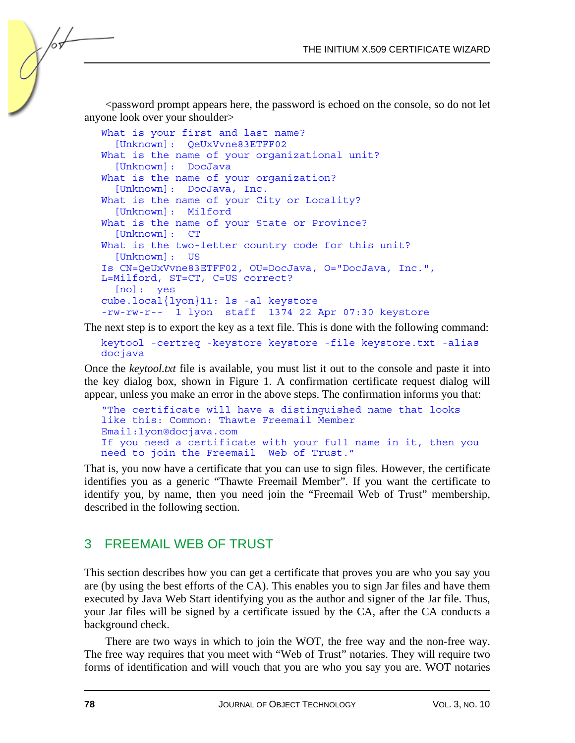<password prompt appears here, the password is echoed on the console, so do not let anyone look over your shoulder>

```
What is your first and last name?
  [Unknown]:  QeUxVvne83ETFF02
What is the name of your organizational unit?
  [Unknown]:  DocJava
What is the name of your organization?
  [Unknown]:  DocJava, Inc.
What is the name of your City or Locality?
  [Unknown]:  Milford
What is the name of your State or Province?
  [Unknown]:  CT
What is the two-letter country code for this unit?
  [Unknown]:  US
Is CN=QeUxVvne83ETFF02, OU=DocJava, O="DocJava, Inc.",
L=Milford, ST=CT, C=US correct?
  [no]:  yes
cube.local{lyon}11: ls -al keystore
-rw-rw-r--  1 lyon  staff  1374 22 Apr 07:30 keystore
```

The next step is to export the key as a text file. This is done with the following command:

```
keytool -certreq -keystore keystore -file keystore.txt -alias
docjava
```

Once the *keytool.txt* file is available, you must list it out to the console and paste it into the key dialog box, shown in Figure 1. A confirmation certificate request dialog will appear, unless you make an error in the above steps. The confirmation informs you that:

```
"The certificate will have a distinguished name that looks
like this: Common: Thawte Freemail Member
Email:lyon@docjava.com
If you need a certificate with your full name in it, then you
need to join the Freemail  Web of Trust."
```

That is, you now have a certificate that you can use to sign files. However, the certificate identifies you as a generic "Thawte Freemail Member". If you want the certificate to identify you, by name, then you need join the "Freemail Web of Trust" membership, described in the following section.

## 3 FREEMAIL WEB OF TRUST

This section describes how you can get a certificate that proves you are who you say you are (by using the best efforts of the CA). This enables you to sign Jar files and have them executed by Java Web Start identifying you as the author and signer of the Jar file. Thus, your Jar files will be signed by a certificate issued by the CA, after the CA conducts a background check.

There are two ways in which to join the WOT, the free way and the non-free way. The free way requires that you meet with "Web of Trust" notaries. They will require two forms of identification and will vouch that you are who you say you are. WOT notaries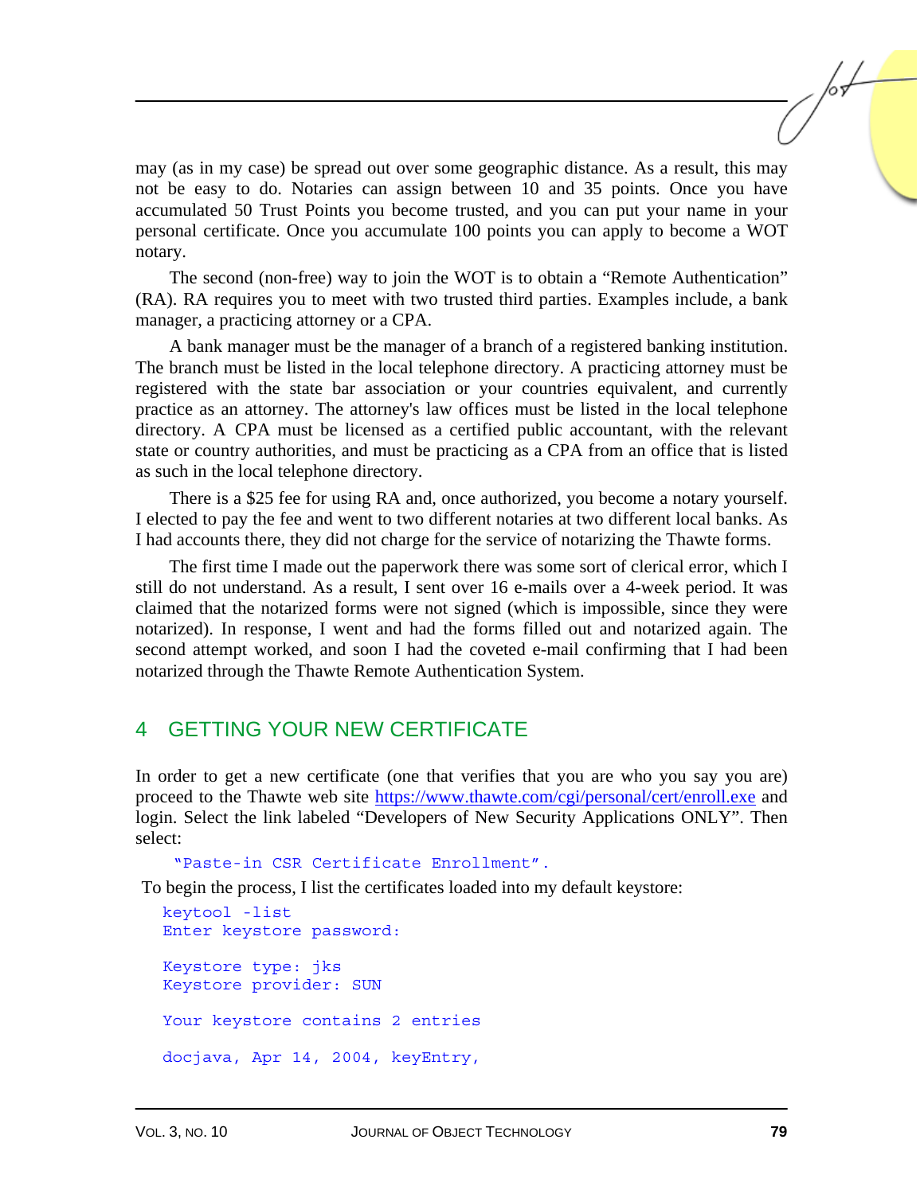may (as in my case) be spread out over some geographic distance. As a result, this may not be easy to do. Notaries can assign between 10 and 35 points. Once you have accumulated 50 Trust Points you become trusted, and you can put your name in your personal certificate. Once you accumulate 100 points you can apply to become a WOT notary.

The second (non-free) way to join the WOT is to obtain a "Remote Authentication" (RA). RA requires you to meet with two trusted third parties. Examples include, a bank manager, a practicing attorney or a CPA.

A bank manager must be the manager of a branch of a registered banking institution. The branch must be listed in the local telephone directory. A practicing attorney must be registered with the state bar association or your countries equivalent, and currently practice as an attorney. The attorney's law offices must be listed in the local telephone directory. A CPA must be licensed as a certified public accountant, with the relevant state or country authorities, and must be practicing as a CPA from an office that is listed as such in the local telephone directory.

There is a $25 fee for using RA and, once authorized, you become a notary yourself. I elected to pay the fee and went to two different notaries at two different local banks. As I had accounts there, they did not charge for the service of notarizing the Thawte forms.

The first time I made out the paperwork there was some sort of clerical error, which I still do not understand. As a result, I sent over 16 e-mails over a 4-week period. It was claimed that the notarized forms were not signed (which is impossible, since they were notarized). In response, I went and had the forms filled out and notarized again. The second attempt worked, and soon I had the coveted e-mail confirming that I had been notarized through the Thawte Remote Authentication System.

## 4 GETTING YOUR NEW CERTIFICATE

In order to get a new certificate (one that verifies that you are who you say you are) proceed to the Thawte web site https://www.thawte.com/cgi/personal/cert/enroll.exe and login. Select the link labeled "Developers of New Security Applications ONLY". Then select:

```
"Paste-in CSR Certificate Enrollment".
```

To begin the process, I list the certificates loaded into my default keystore:

```
keytool -list
Enter keystore password:

Keystore type: jks
Keystore provider: SUN

Your keystore contains 2 entries

docjava, Apr 14, 2004, keyEntry,
```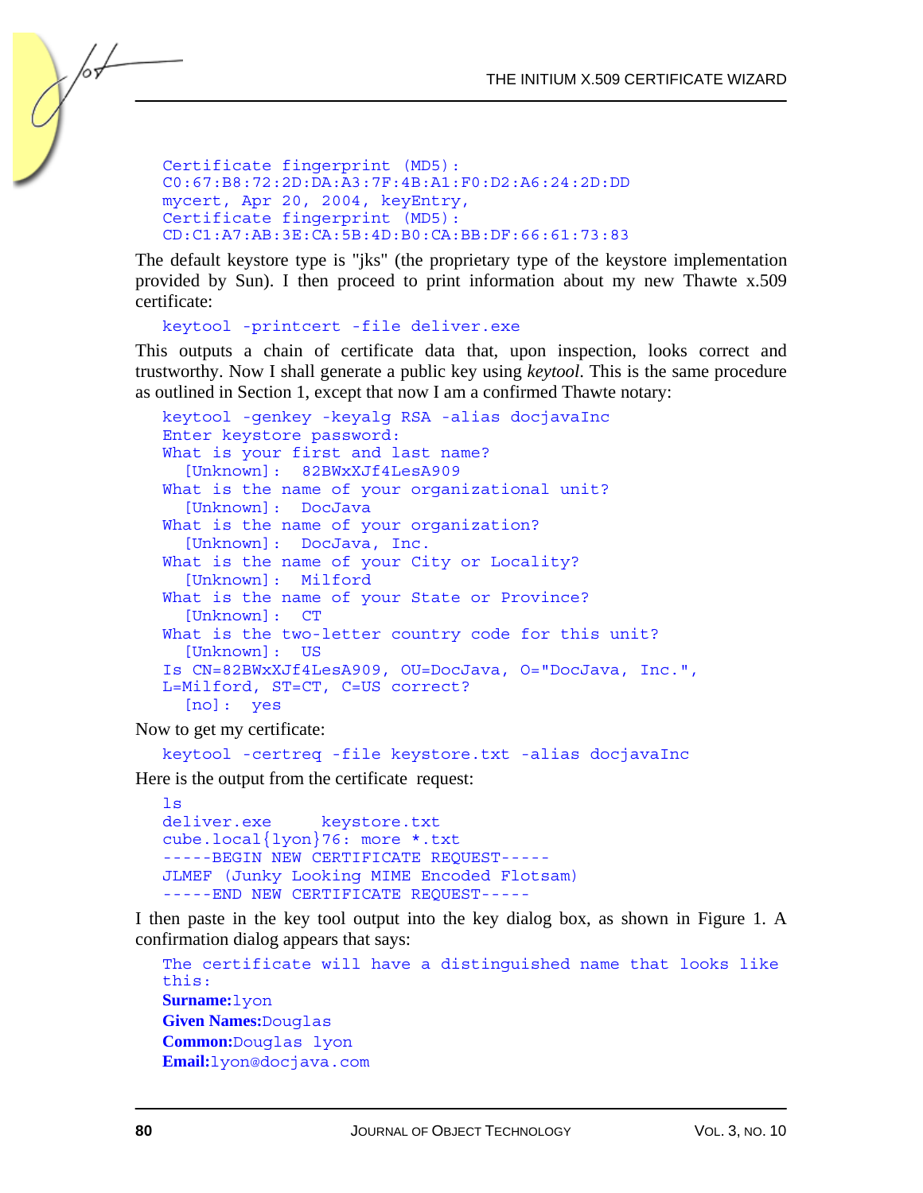```
Certificate fingerprint (MD5):
C0:67:B8:72:2D:DA:A3:7F:4B:A1:F0:D2:A6:24:2D:DD
mycert, Apr 20, 2004, keyEntry,
Certificate fingerprint (MD5):
CD:C1:A7:AB:3E:CA:5B:4D:B0:CA:BB:DF:66:61:73:83
```

The default keystore type is "jks" (the proprietary type of the keystore implementation provided by Sun). I then proceed to print information about my new Thawte x.509 certificate:

```
keytool -printcert -file deliver.exe
```

This outputs a chain of certificate data that, upon inspection, looks correct and trustworthy. Now I shall generate a public key using *keytool*. This is the same procedure as outlined in Section 1, except that now I am a confirmed Thawte notary:

```
keytool -genkey -keyalg RSA -alias docjavaInc
Enter keystore password:
What is your first and last name?
  [Unknown]:  82BWxXJf4LesA909
What is the name of your organizational unit?
  [Unknown]:  DocJava
What is the name of your organization?
  [Unknown]:  DocJava, Inc.
What is the name of your City or Locality?
  [Unknown]:  Milford
What is the name of your State or Province?
  [Unknown]:  CT
What is the two-letter country code for this unit?
  [Unknown]:  US
Is CN=82BWxXJf4LesA909, OU=DocJava, O="DocJava, Inc.",
L=Milford, ST=CT, C=US correct?
  [no]:  yes
```

Now to get my certificate:

```
keytool -certreq -file keystore.txt -alias docjavaInc
```

Here is the output from the certificate request:

```
ls
deliver.exe     keystore.txt
cube.local{lyon}76: more *.txt
-----BEGIN NEW CERTIFICATE REQUEST-----
JLMEF (Junky Looking MIME Encoded Flotsam)
-----END NEW CERTIFICATE REQUEST-----
```

I then paste in the key tool output into the key dialog box, as shown in Figure 1. A confirmation dialog appears that says:

```
The certificate will have a distinguished name that looks like
this:
```

**Surname:**`lyon`
**Given Names:**`Douglas`
**Common:**`Douglas lyon`
**Email:**`lyon@docjava.com`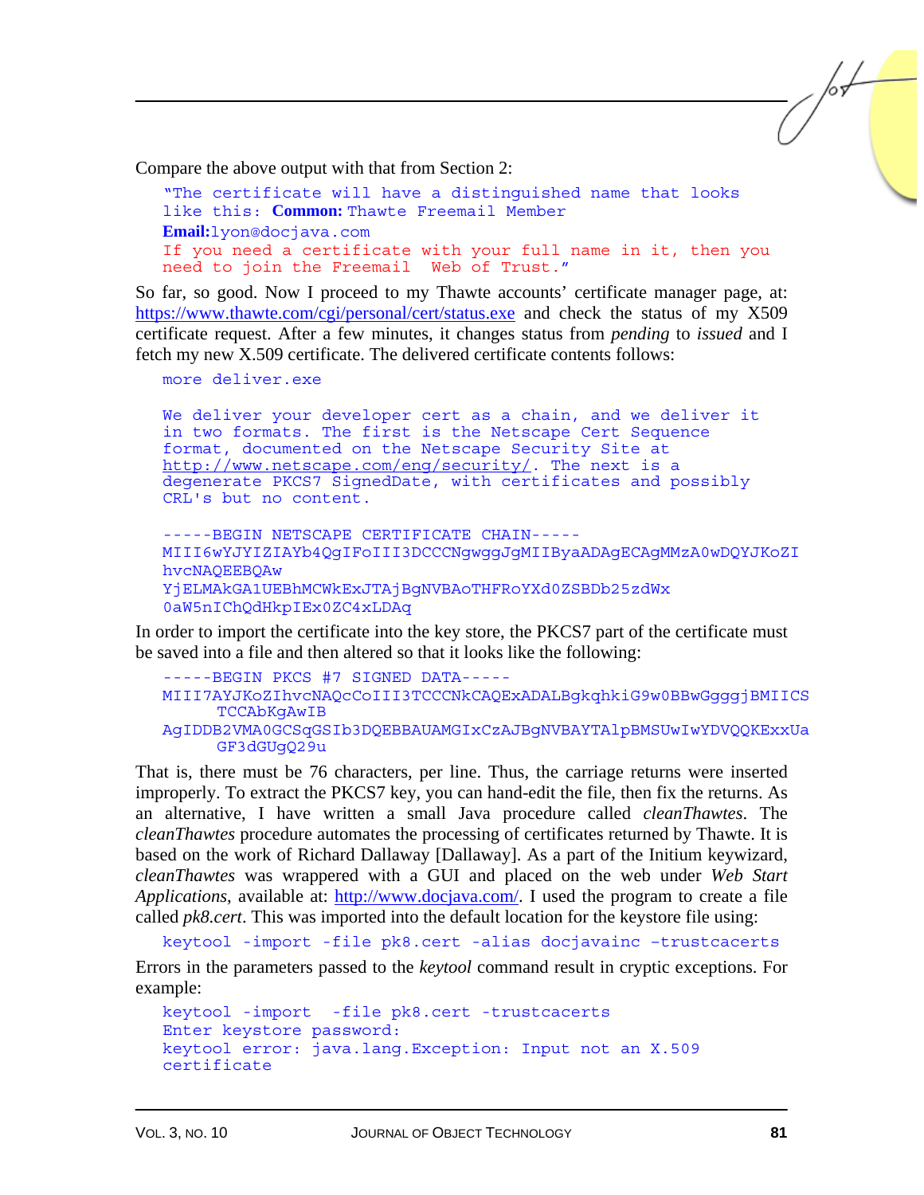Compare the above output with that from Section 2:

```
"The certificate will have a distinguished name that looks
like this: Common: Thawte Freemail Member
Email:lyon@docjava.com
If you need a certificate with your full name in it, then you
need to join the Freemail  Web of Trust."
```

So far, so good. Now I proceed to my Thawte accounts' certificate manager page, at: https://www.thawte.com/cgi/personal/cert/status.exe and check the status of my X509 certificate request. After a few minutes, it changes status from *pending* to *issued* and I fetch my new X.509 certificate. The delivered certificate contents follows:

```
more deliver.exe

We deliver your developer cert as a chain, and we deliver it
in two formats. The first is the Netscape Cert Sequence
format, documented on the Netscape Security Site at
http://www.netscape.com/eng/security/. The next is a
degenerate PKCS7 SignedDate, with certificates and possibly
CRL's but no content.

-----BEGIN NETSCAPE CERTIFICATE CHAIN-----
MIII6wYJYIZIAYb4QgIFoIII3DCCCNgwggJgMIIByaADAgECAgMMzA0wDQYJKoZI
hvcNAQEEBQAw
YjELMAkGA1UEBhMCWkExJTAjBgNVBAoTHFRoYXd0ZSBDb25zdWx
0aW5nIChQdHkpIEx0ZC4xLDAq
```

In order to import the certificate into the key store, the PKCS7 part of the certificate must be saved into a file and then altered so that it looks like the following:

```
-----BEGIN PKCS #7 SIGNED DATA-----
MIII7AYJKoZIhvcNAQcCoIII3TCCCNkCAQExADALBgkqhkiG9w0BBwGgggjBMIICS
      TCCAbKgAwIB
AgIDDB2VMA0GCSqGSIb3DQEBBAUAMGIxCzAJBgNVBAYTAlpBMSUwIwYDVQQKExxUa
      GF3dGUgQ29u
```

That is, there must be 76 characters, per line. Thus, the carriage returns were inserted improperly. To extract the PKCS7 key, you can hand-edit the file, then fix the returns. As an alternative, I have written a small Java procedure called *cleanThawtes*. The *cleanThawtes* procedure automates the processing of certificates returned by Thawte. It is based on the work of Richard Dallaway [Dallaway]. As a part of the Initium keywizard, *cleanThawtes* was wrappered with a GUI and placed on the web under *Web Start Applications*, available at: http://www.docjava.com/. I used the program to create a file called *pk8.cert*. This was imported into the default location for the keystore file using:

```
keytool -import -file pk8.cert -alias docjavainc -trustcacerts
```

Errors in the parameters passed to the *keytool* command result in cryptic exceptions. For example:

```
keytool -import  -file pk8.cert -trustcacerts
Enter keystore password:
keytool error: java.lang.Exception: Input not an X.509
certificate
```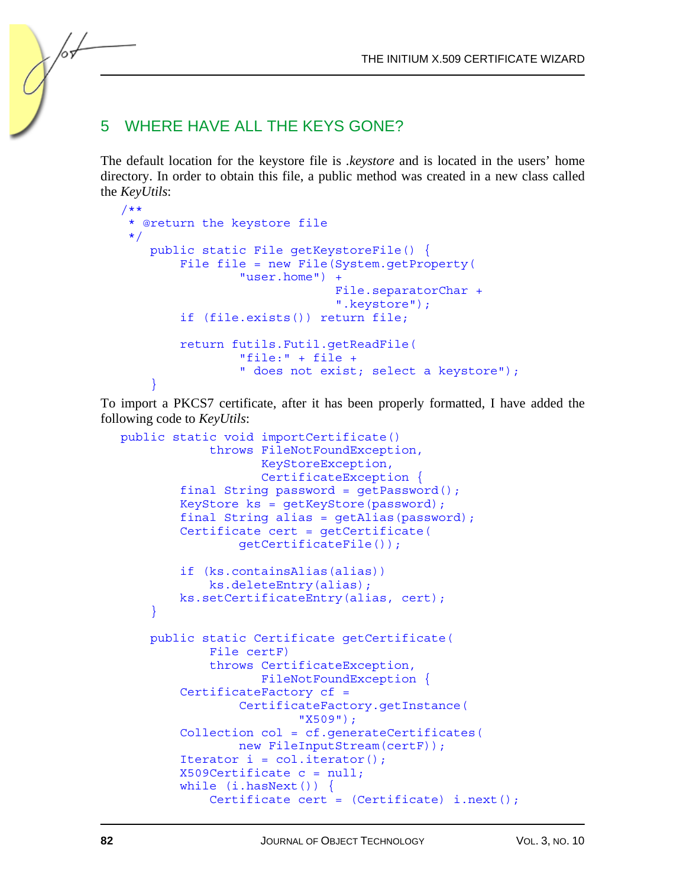## 5 WHERE HAVE ALL THE KEYS GONE?

The default location for the keystore file is *.keystore* and is located in the users' home directory. In order to obtain this file, a public method was created in a new class called the *KeyUtils*:

```
/**
 * @return the keystore file
 */
    public static File getKeystoreFile() {
        File file = new File(System.getProperty(
                "user.home") +
                                File.separatorChar +
                                ".keystore");
        if (file.exists()) return file;

        return futils.Futil.getReadFile(
                "file:" + file +
                " does not exist; select a keystore");
    }
```

To import a PKCS7 certificate, after it has been properly formatted, I have added the following code to *KeyUtils*:

```
public static void importCertificate()
            throws FileNotFoundException,
                   KeyStoreException,
                   CertificateException {
        final String password = getPassword();
        KeyStore ks = getKeyStore(password);
        final String alias = getAlias(password);
        Certificate cert = getCertificate(
                getCertificateFile());

        if (ks.containsAlias(alias))
            ks.deleteEntry(alias);
        ks.setCertificateEntry(alias, cert);
    }

    public static Certificate getCertificate(
            File certF)
            throws CertificateException,
                   FileNotFoundException {
        CertificateFactory cf =
                CertificateFactory.getInstance(
                        "X509");
        Collection col = cf.generateCertificates(
                new FileInputStream(certF));
        Iterator i = col.iterator();
        X509Certificate c = null;
        while (i.hasNext()) {
            Certificate cert = (Certificate) i.next();
```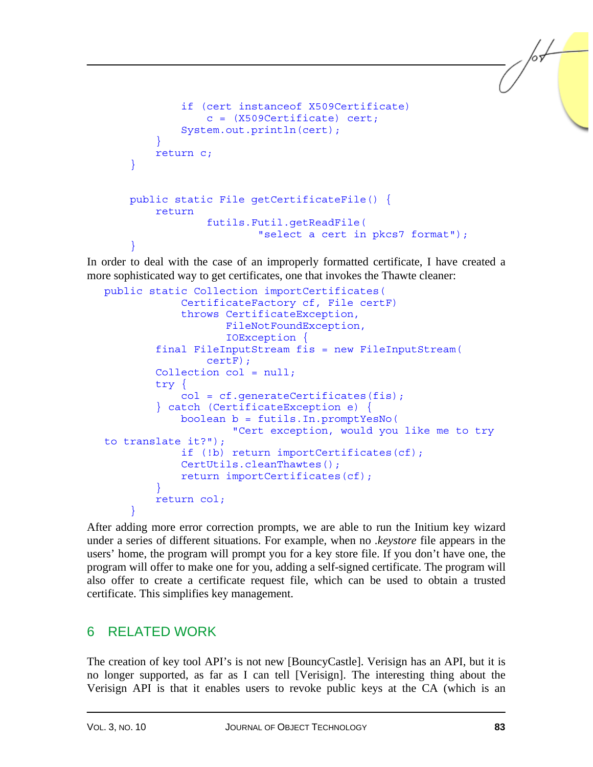```
            if (cert instanceof X509Certificate)
                c = (X509Certificate) cert;
            System.out.println(cert);
        }
        return c;
    }


    public static File getCertificateFile() {
        return
                futils.Futil.getReadFile(
                        "select a cert in pkcs7 format");
    }
```

In order to deal with the case of an improperly formatted certificate, I have created a more sophisticated way to get certificates, one that invokes the Thawte cleaner:

```
public static Collection importCertificates(
            CertificateFactory cf, File certF)
            throws CertificateException,
                   FileNotFoundException,
                   IOException {
        final FileInputStream fis = new FileInputStream(
                certF);
        Collection col = null;
        try {
            col = cf.generateCertificates(fis);
        } catch (CertificateException e) {
            boolean b = futils.In.promptYesNo(
                    "Cert exception, would you like me to try
to translate it?");
            if (!b) return importCertificates(cf);
            CertUtils.cleanThawtes();
            return importCertificates(cf);
        }
        return col;
    }
```

After adding more error correction prompts, we are able to run the Initium key wizard under a series of different situations. For example, when no *.keystore* file appears in the users' home, the program will prompt you for a key store file. If you don't have one, the program will offer to make one for you, adding a self-signed certificate. The program will also offer to create a certificate request file, which can be used to obtain a trusted certificate. This simplifies key management.

## 6 RELATED WORK

The creation of key tool API's is not new [BouncyCastle]. Verisign has an API, but it is no longer supported, as far as I can tell [Verisign]. The interesting thing about the Verisign API is that it enables users to revoke public keys at the CA (which is an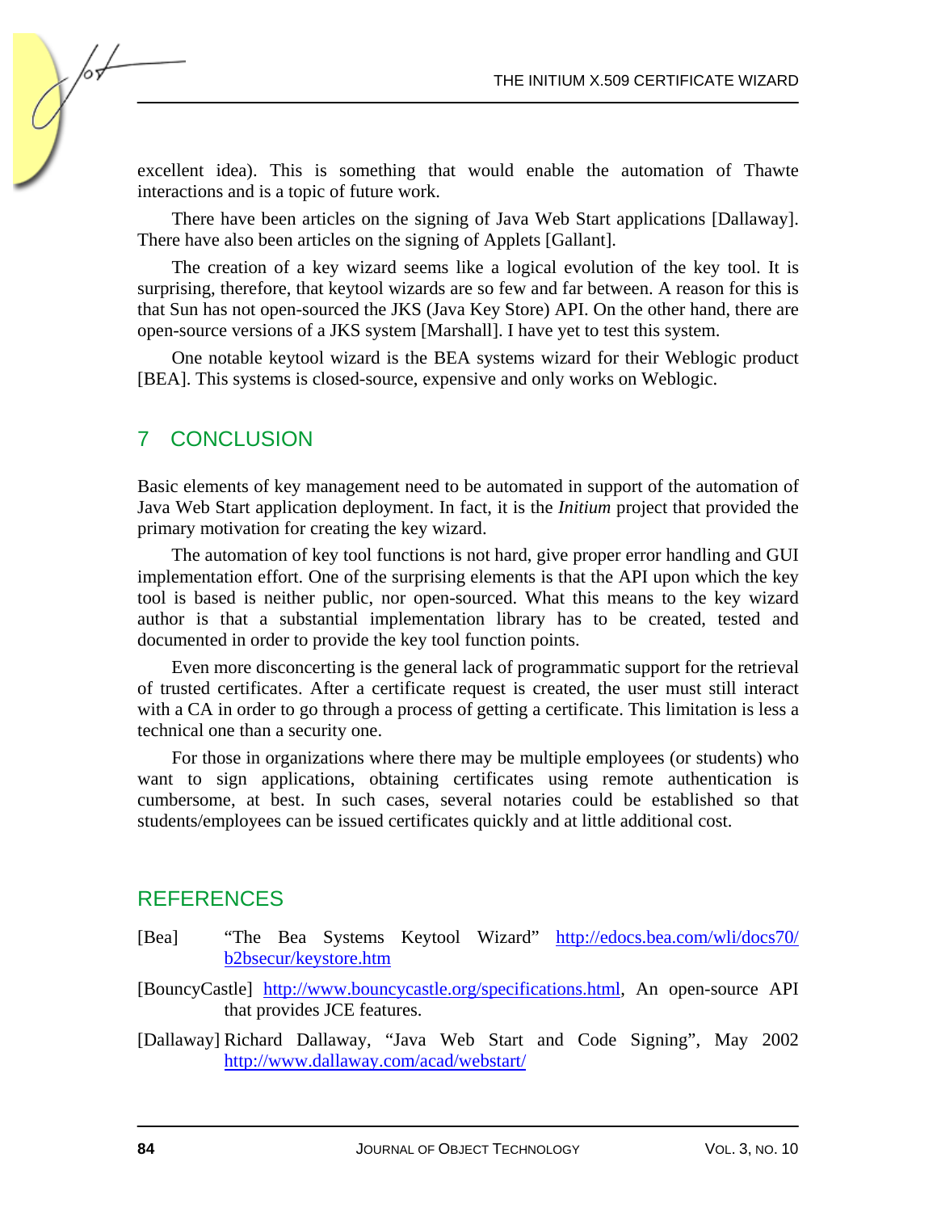excellent idea). This is something that would enable the automation of Thawte interactions and is a topic of future work.

There have been articles on the signing of Java Web Start applications [Dallaway]. There have also been articles on the signing of Applets [Gallant].

The creation of a key wizard seems like a logical evolution of the key tool. It is surprising, therefore, that keytool wizards are so few and far between. A reason for this is that Sun has not open-sourced the JKS (Java Key Store) API. On the other hand, there are open-source versions of a JKS system [Marshall]. I have yet to test this system.

One notable keytool wizard is the BEA systems wizard for their Weblogic product [BEA]. This systems is closed-source, expensive and only works on Weblogic.

## 7 CONCLUSION

Basic elements of key management need to be automated in support of the automation of Java Web Start application deployment. In fact, it is the *Initium* project that provided the primary motivation for creating the key wizard.

The automation of key tool functions is not hard, give proper error handling and GUI implementation effort. One of the surprising elements is that the API upon which the key tool is based is neither public, nor open-sourced. What this means to the key wizard author is that a substantial implementation library has to be created, tested and documented in order to provide the key tool function points.

Even more disconcerting is the general lack of programmatic support for the retrieval of trusted certificates. After a certificate request is created, the user must still interact with a CA in order to go through a process of getting a certificate. This limitation is less a technical one than a security one.

For those in organizations where there may be multiple employees (or students) who want to sign applications, obtaining certificates using remote authentication is cumbersome, at best. In such cases, several notaries could be established so that students/employees can be issued certificates quickly and at little additional cost.

## REFERENCES

[Bea] "The Bea Systems Keytool Wizard" http://edocs.bea.com/wli/docs70/b2bsecur/keystore.htm

[BouncyCastle] http://www.bouncycastle.org/specifications.html, An open-source API that provides JCE features.

[Dallaway] Richard Dallaway, "Java Web Start and Code Signing", May 2002 http://www.dallaway.com/acad/webstart/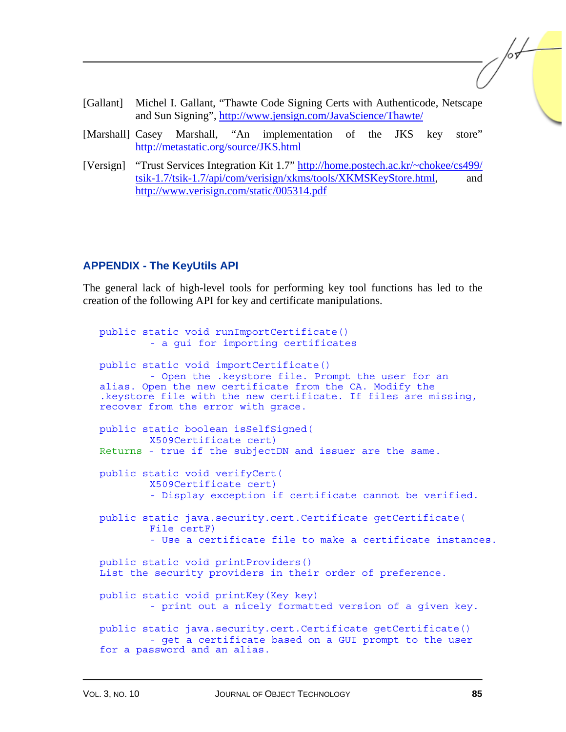[Gallant] Michel I. Gallant, "Thawte Code Signing Certs with Authenticode, Netscape and Sun Signing", http://www.jensign.com/JavaScience/Thawte/

[Marshall] Casey Marshall, "An implementation of the JKS key store" http://metastatic.org/source/JKS.html

[Versign] "Trust Services Integration Kit 1.7" http://home.postech.ac.kr/~chokee/cs499/tsik-1.7/tsik-1.7/api/com/verisign/xkms/tools/XKMSKeyStore.html, and http://www.verisign.com/static/005314.pdf

## APPENDIX - The KeyUtils API

The general lack of high-level tools for performing key tool functions has led to the creation of the following API for key and certificate manipulations.

```
public static void runImportCertificate()
        - a gui for importing certificates

public static void importCertificate()
        - Open the .keystore file. Prompt the user for an
alias. Open the new certificate from the CA. Modify the
.keystore file with the new certificate. If files are missing,
recover from the error with grace.

public static boolean isSelfSigned(
        X509Certificate cert)
Returns - true if the subjectDN and issuer are the same.

public static void verifyCert(
        X509Certificate cert)
        - Display exception if certificate cannot be verified.

public static java.security.cert.Certificate getCertificate(
        File certF)
        - Use a certificate file to make a certificate instances.

public static void printProviders()
List the security providers in their order of preference.

public static void printKey(Key key)
        - print out a nicely formatted version of a given key.

public static java.security.cert.Certificate getCertificate()
        - get a certificate based on a GUI prompt to the user
for a password and an alias.
```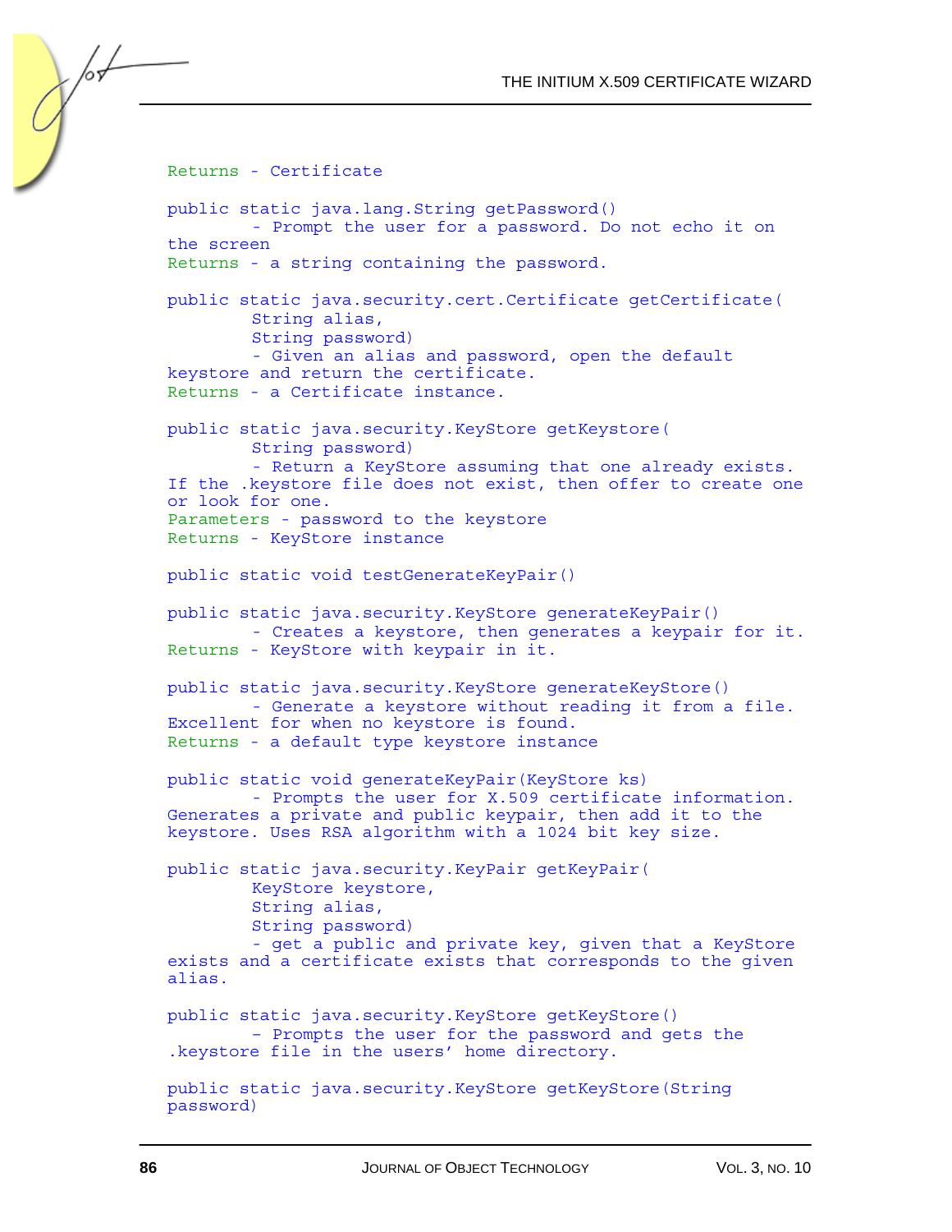```
Returns - Certificate

public static java.lang.String getPassword()
        - Prompt the user for a password. Do not echo it on
the screen
Returns - a string containing the password.

public static java.security.cert.Certificate getCertificate(
        String alias,
        String password)
        - Given an alias and password, open the default
keystore and return the certificate.
Returns - a Certificate instance.

public static java.security.KeyStore getKeystore(
        String password)
        - Return a KeyStore assuming that one already exists.
If the .keystore file does not exist, then offer to create one
or look for one.
Parameters - password to the keystore
Returns - KeyStore instance

public static void testGenerateKeyPair()

public static java.security.KeyStore generateKeyPair()
        - Creates a keystore, then generates a keypair for it.
Returns - KeyStore with keypair in it.

public static java.security.KeyStore generateKeyStore()
        - Generate a keystore without reading it from a file.
Excellent for when no keystore is found.
Returns - a default type keystore instance

public static void generateKeyPair(KeyStore ks)
        - Prompts the user for X.509 certificate information.
Generates a private and public keypair, then add it to the
keystore. Uses RSA algorithm with a 1024 bit key size.

public static java.security.KeyPair getKeyPair(
        KeyStore keystore,
        String alias,
        String password)
        - get a public and private key, given that a KeyStore
exists and a certificate exists that corresponds to the given
alias.

public static java.security.KeyStore getKeyStore()
        - Prompts the user for the password and gets the
.keystore file in the users' home directory.

public static java.security.KeyStore getKeyStore(String
password)
```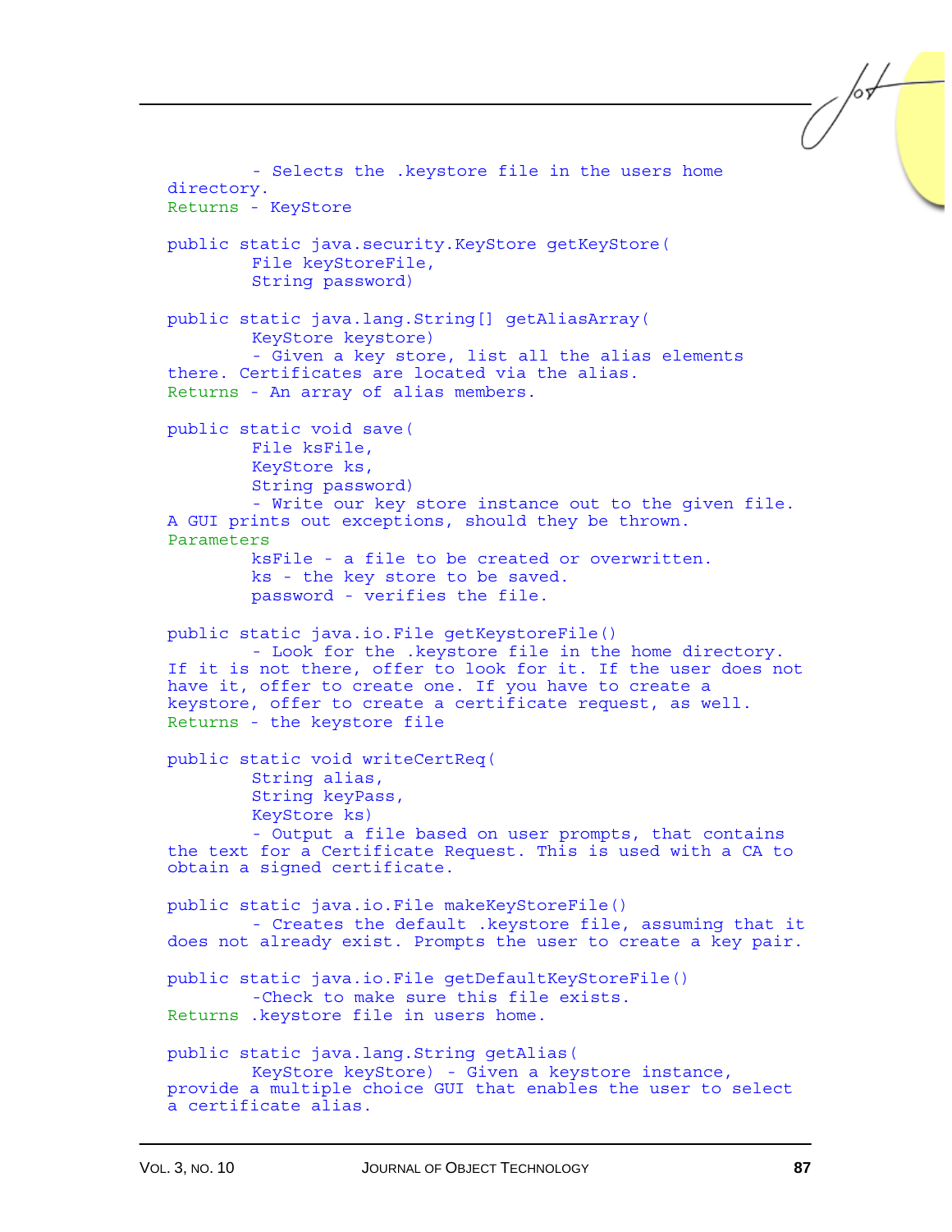```
        - Selects the .keystore file in the users home
directory.
Returns - KeyStore

public static java.security.KeyStore getKeyStore(
        File keyStoreFile,
        String password)

public static java.lang.String[] getAliasArray(
        KeyStore keystore)
        - Given a key store, list all the alias elements
there. Certificates are located via the alias.
Returns - An array of alias members.

public static void save(
        File ksFile,
        KeyStore ks,
        String password)
        - Write our key store instance out to the given file.
A GUI prints out exceptions, should they be thrown.
Parameters
        ksFile - a file to be created or overwritten.
        ks - the key store to be saved.
        password - verifies the file.

public static java.io.File getKeystoreFile()
        - Look for the .keystore file in the home directory.
If it is not there, offer to look for it. If the user does not
have it, offer to create one. If you have to create a
keystore, offer to create a certificate request, as well.
Returns - the keystore file

public static void writeCertReq(
        String alias,
        String keyPass,
        KeyStore ks)
        - Output a file based on user prompts, that contains
the text for a Certificate Request. This is used with a CA to
obtain a signed certificate.

public static java.io.File makeKeyStoreFile()
        - Creates the default .keystore file, assuming that it
does not already exist. Prompts the user to create a key pair.

public static java.io.File getDefaultKeyStoreFile()
        -Check to make sure this file exists.
Returns .keystore file in users home.

public static java.lang.String getAlias(
        KeyStore keyStore) - Given a keystore instance,
provide a multiple choice GUI that enables the user to select
a certificate alias.
```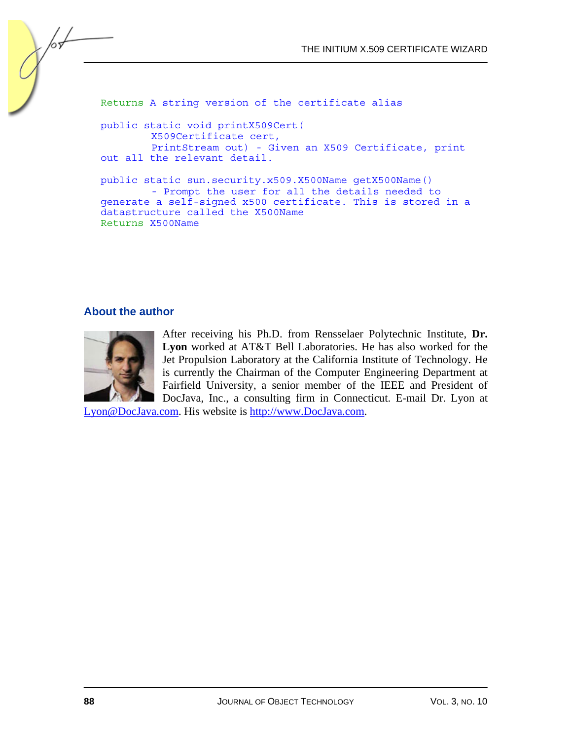```
Returns A string version of the certificate alias

public static void printX509Cert(
        X509Certificate cert,
        PrintStream out) - Given an X509 Certificate, print
out all the relevant detail.

public static sun.security.x509.X500Name getX500Name()
        - Prompt the user for all the details needed to
generate a self-signed x500 certificate. This is stored in a
datastructure called the X500Name
Returns X500Name
```

## About the author

After receiving his Ph.D. from Rensselaer Polytechnic Institute, **Dr. Lyon** worked at AT&T Bell Laboratories. He has also worked for the Jet Propulsion Laboratory at the California Institute of Technology. He is currently the Chairman of the Computer Engineering Department at Fairfield University, a senior member of the IEEE and President of DocJava, Inc., a consulting firm in Connecticut. E-mail Dr. Lyon at Lyon@DocJava.com. His website is http://www.DocJava.com.